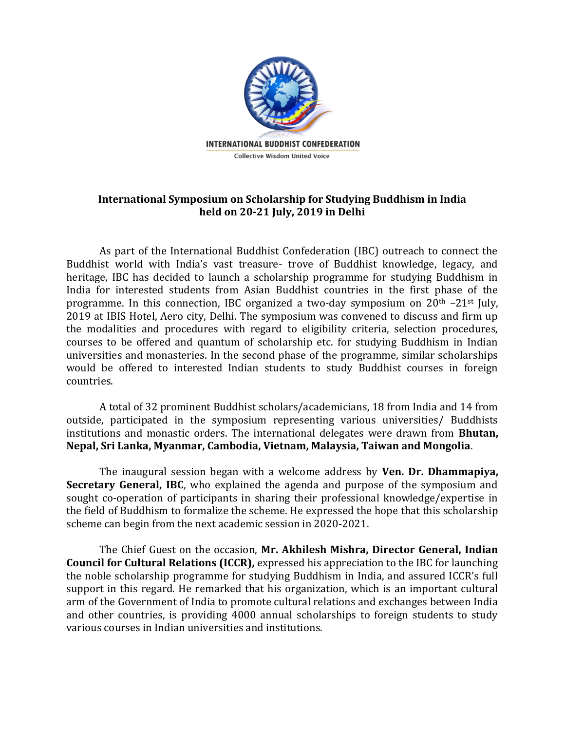**INTERNATIONAL BUDDHIST CONFEDERATION**

Collective Wisdom United Voice

## International Symposium on Scholarship for Studying Buddhism in India held on 20-21 July, 2019 in Delhi

As part of the International Buddhist Confederation (IBC) outreach to connect the Buddhist world with India's vast treasure- trove of Buddhist knowledge, legacy, and heritage, IBC has decided to launch a scholarship programme for studying Buddhism in India for interested students from Asian Buddhist countries in the first phase of the programme. In this connection, IBC organized a two-day symposium on 20th –21st July, 2019 at IBIS Hotel, Aero city, Delhi. The symposium was convened to discuss and firm up the modalities and procedures with regard to eligibility criteria, selection procedures, courses to be offered and quantum of scholarship etc. for studying Buddhism in Indian universities and monasteries. In the second phase of the programme, similar scholarships would be offered to interested Indian students to study Buddhist courses in foreign countries.

A total of 32 prominent Buddhist scholars/academicians, 18 from India and 14 from outside, participated in the symposium representing various universities/ Buddhists institutions and monastic orders. The international delegates were drawn from **Bhutan, Nepal, Sri Lanka, Myanmar, Cambodia, Vietnam, Malaysia, Taiwan and Mongolia**.

The inaugural session began with a welcome address by **Ven. Dr. Dhammapiya, Secretary General, IBC**, who explained the agenda and purpose of the symposium and sought co-operation of participants in sharing their professional knowledge/expertise in the field of Buddhism to formalize the scheme. He expressed the hope that this scholarship scheme can begin from the next academic session in 2020-2021.

The Chief Guest on the occasion, **Mr. Akhilesh Mishra, Director General, Indian Council for Cultural Relations (ICCR),** expressed his appreciation to the IBC for launching the noble scholarship programme for studying Buddhism in India, and assured ICCR's full support in this regard. He remarked that his organization, which is an important cultural arm of the Government of India to promote cultural relations and exchanges between India and other countries, is providing 4000 annual scholarships to foreign students to study various courses in Indian universities and institutions.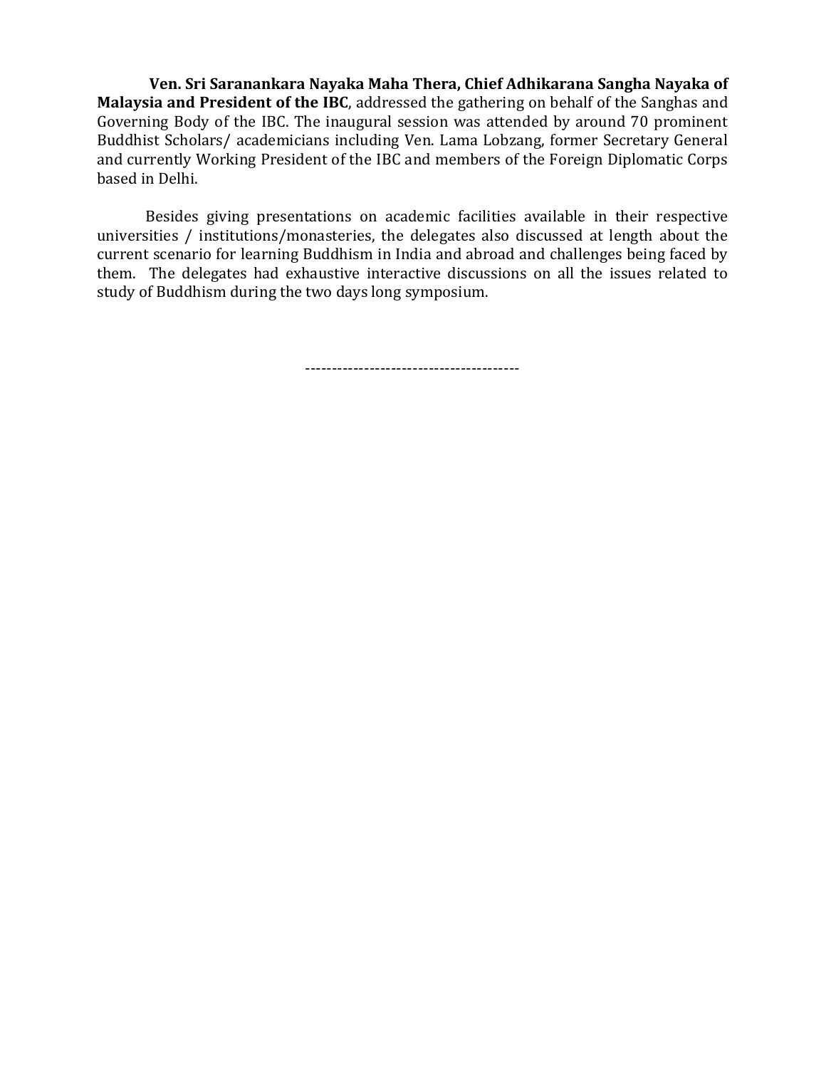**Ven. Sri Saranankara Nayaka Maha Thera, Chief Adhikarana Sangha Nayaka of Malaysia and President of the IBC**, addressed the gathering on behalf of the Sanghas and Governing Body of the IBC. The inaugural session was attended by around 70 prominent Buddhist Scholars/ academicians including Ven. Lama Lobzang, former Secretary General and currently Working President of the IBC and members of the Foreign Diplomatic Corps based in Delhi.

Besides giving presentations on academic facilities available in their respective universities / institutions/monasteries, the delegates also discussed at length about the current scenario for learning Buddhism in India and abroad and challenges being faced by them. The delegates had exhaustive interactive discussions on all the issues related to study of Buddhism during the two days long symposium.

----------------------------------------